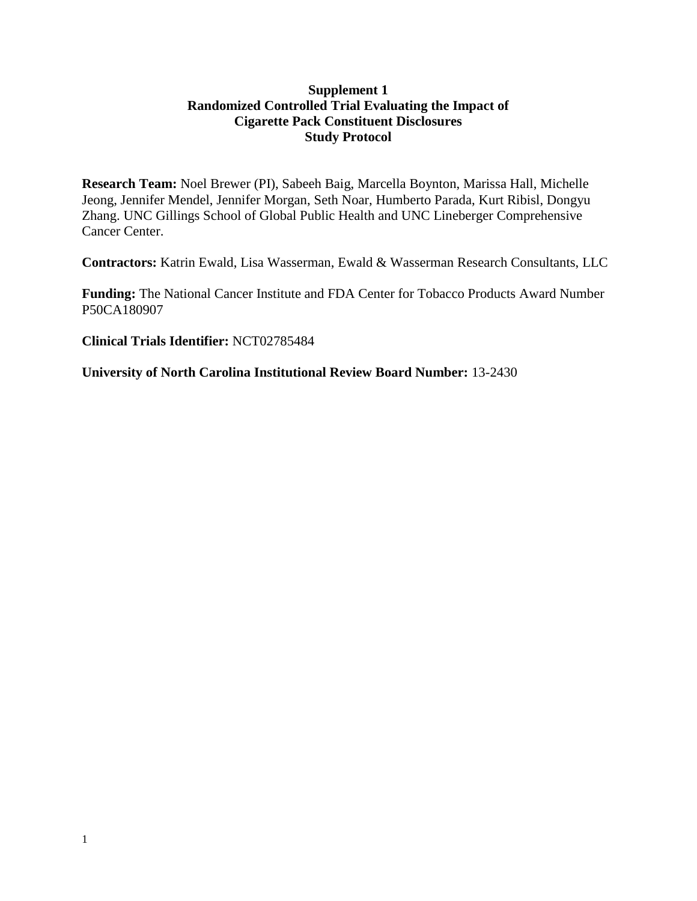# Supplement 1
# Randomized Controlled Trial Evaluating the Impact of Cigarette Pack Constituent Disclosures
# Study Protocol

**Research Team:** Noel Brewer (PI), Sabeeh Baig, Marcella Boynton, Marissa Hall, Michelle Jeong, Jennifer Mendel, Jennifer Morgan, Seth Noar, Humberto Parada, Kurt Ribisl, Dongyu Zhang. UNC Gillings School of Global Public Health and UNC Lineberger Comprehensive Cancer Center.

**Contractors:** Katrin Ewald, Lisa Wasserman, Ewald & Wasserman Research Consultants, LLC

**Funding:** The National Cancer Institute and FDA Center for Tobacco Products Award Number P50CA180907

**Clinical Trials Identifier:** NCT02785484

**University of North Carolina Institutional Review Board Number:** 13-2430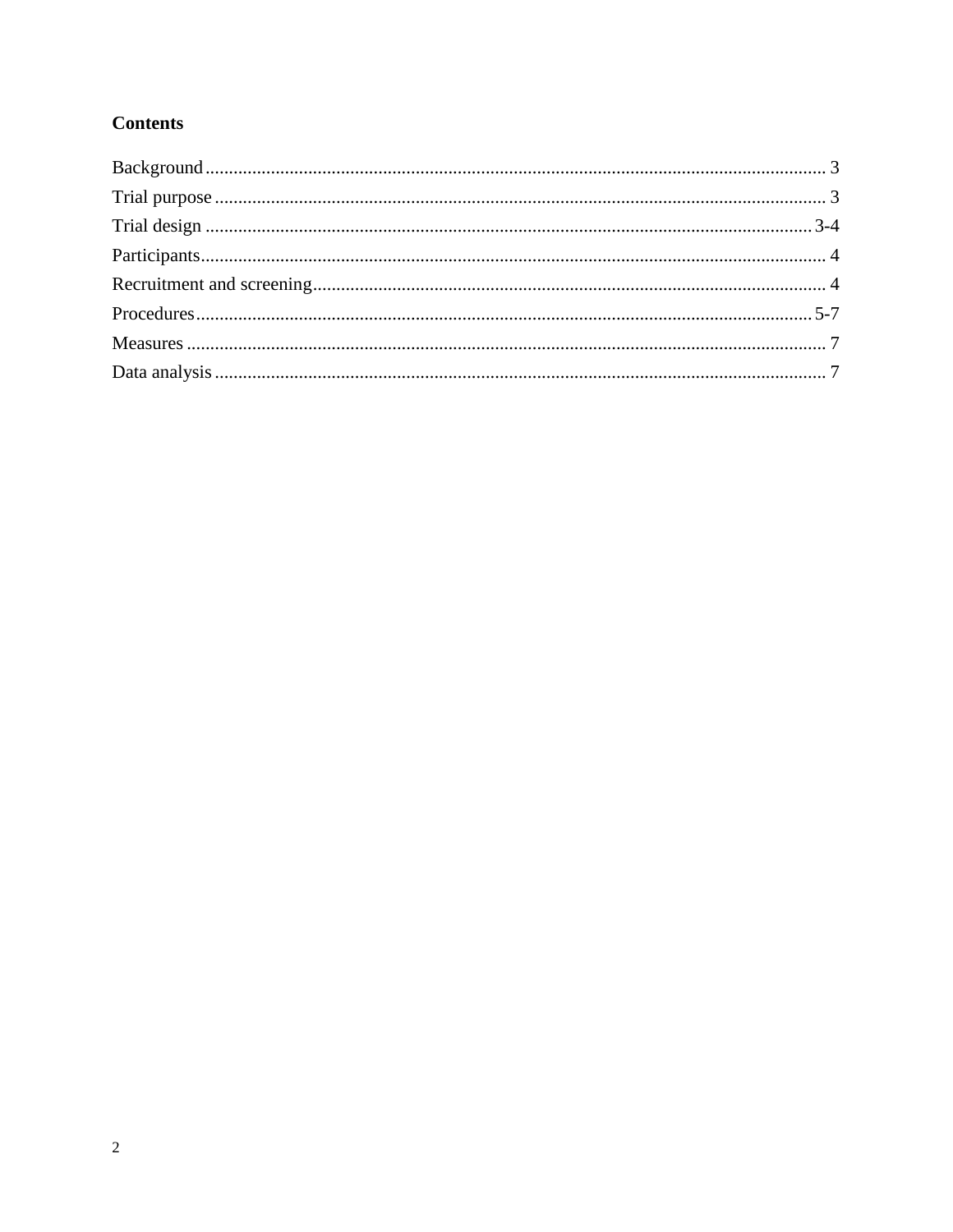**Contents**

Background .................................................................................................................................... 3
Trial purpose .................................................................................................................................. 3
Trial design ................................................................................................................................. 3-4
Participants..................................................................................................................................... 4
Recruitment and screening............................................................................................................. 4
Procedures.................................................................................................................................. 5-7
Measures ........................................................................................................................................ 7
Data analysis .................................................................................................................................. 7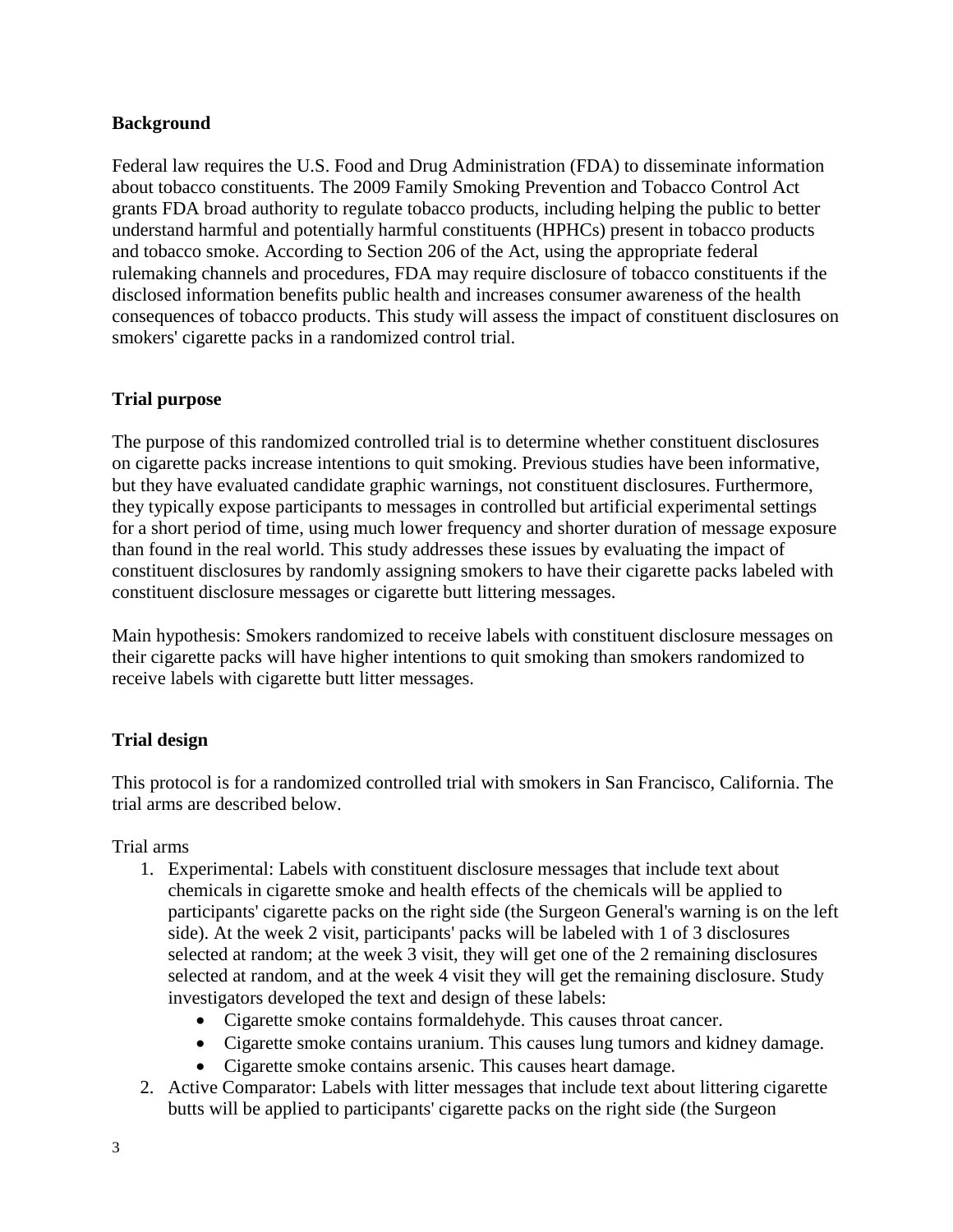## Background

Federal law requires the U.S. Food and Drug Administration (FDA) to disseminate information about tobacco constituents. The 2009 Family Smoking Prevention and Tobacco Control Act grants FDA broad authority to regulate tobacco products, including helping the public to better understand harmful and potentially harmful constituents (HPHCs) present in tobacco products and tobacco smoke. According to Section 206 of the Act, using the appropriate federal rulemaking channels and procedures, FDA may require disclosure of tobacco constituents if the disclosed information benefits public health and increases consumer awareness of the health consequences of tobacco products. This study will assess the impact of constituent disclosures on smokers' cigarette packs in a randomized control trial.

## Trial purpose

The purpose of this randomized controlled trial is to determine whether constituent disclosures on cigarette packs increase intentions to quit smoking. Previous studies have been informative, but they have evaluated candidate graphic warnings, not constituent disclosures. Furthermore, they typically expose participants to messages in controlled but artificial experimental settings for a short period of time, using much lower frequency and shorter duration of message exposure than found in the real world. This study addresses these issues by evaluating the impact of constituent disclosures by randomly assigning smokers to have their cigarette packs labeled with constituent disclosure messages or cigarette butt littering messages.

Main hypothesis: Smokers randomized to receive labels with constituent disclosure messages on their cigarette packs will have higher intentions to quit smoking than smokers randomized to receive labels with cigarette butt litter messages.

## Trial design

This protocol is for a randomized controlled trial with smokers in San Francisco, California. The trial arms are described below.

Trial arms

1. Experimental: Labels with constituent disclosure messages that include text about chemicals in cigarette smoke and health effects of the chemicals will be applied to participants' cigarette packs on the right side (the Surgeon General's warning is on the left side). At the week 2 visit, participants' packs will be labeled with 1 of 3 disclosures selected at random; at the week 3 visit, they will get one of the 2 remaining disclosures selected at random, and at the week 4 visit they will get the remaining disclosure. Study investigators developed the text and design of these labels:
    - Cigarette smoke contains formaldehyde. This causes throat cancer.
    - Cigarette smoke contains uranium. This causes lung tumors and kidney damage.
    - Cigarette smoke contains arsenic. This causes heart damage.
2. Active Comparator: Labels with litter messages that include text about littering cigarette butts will be applied to participants' cigarette packs on the right side (the Surgeon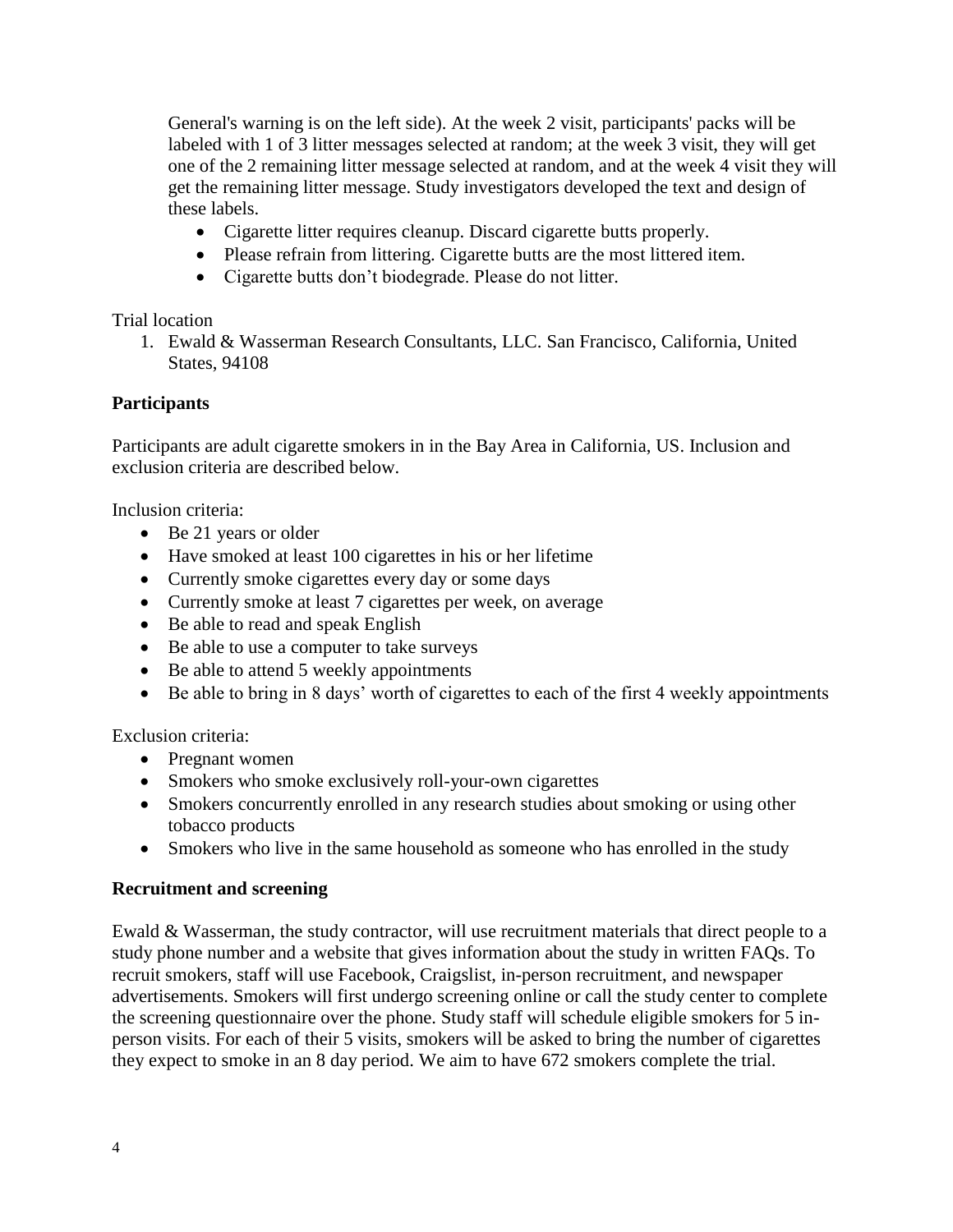General's warning is on the left side). At the week 2 visit, participants' packs will be labeled with 1 of 3 litter messages selected at random; at the week 3 visit, they will get one of the 2 remaining litter message selected at random, and at the week 4 visit they will get the remaining litter message. Study investigators developed the text and design of these labels.

- Cigarette litter requires cleanup. Discard cigarette butts properly.
- Please refrain from littering. Cigarette butts are the most littered item.
- Cigarette butts don't biodegrade. Please do not litter.

Trial location

1. Ewald & Wasserman Research Consultants, LLC. San Francisco, California, United States, 94108

**Participants**

Participants are adult cigarette smokers in in the Bay Area in California, US. Inclusion and exclusion criteria are described below.

Inclusion criteria:

- Be 21 years or older
- Have smoked at least 100 cigarettes in his or her lifetime
- Currently smoke cigarettes every day or some days
- Currently smoke at least 7 cigarettes per week, on average
- Be able to read and speak English
- Be able to use a computer to take surveys
- Be able to attend 5 weekly appointments
- Be able to bring in 8 days' worth of cigarettes to each of the first 4 weekly appointments

Exclusion criteria:

- Pregnant women
- Smokers who smoke exclusively roll-your-own cigarettes
- Smokers concurrently enrolled in any research studies about smoking or using other tobacco products
- Smokers who live in the same household as someone who has enrolled in the study

**Recruitment and screening**

Ewald & Wasserman, the study contractor, will use recruitment materials that direct people to a study phone number and a website that gives information about the study in written FAQs. To recruit smokers, staff will use Facebook, Craigslist, in-person recruitment, and newspaper advertisements. Smokers will first undergo screening online or call the study center to complete the screening questionnaire over the phone. Study staff will schedule eligible smokers for 5 in-person visits. For each of their 5 visits, smokers will be asked to bring the number of cigarettes they expect to smoke in an 8 day period. We aim to have 672 smokers complete the trial.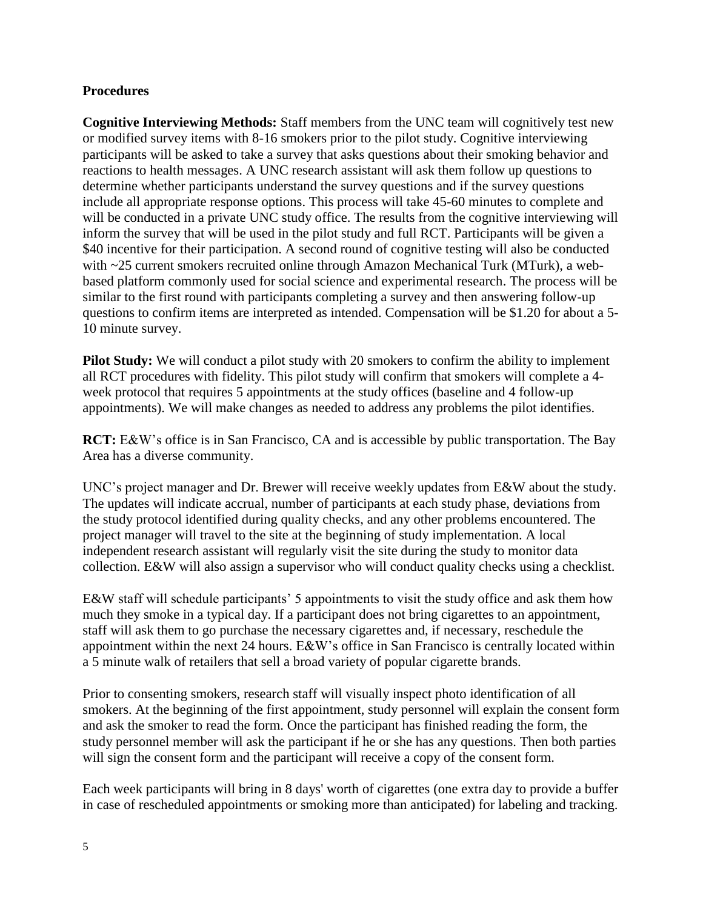**Procedures**

**Cognitive Interviewing Methods:** Staff members from the UNC team will cognitively test new or modified survey items with 8-16 smokers prior to the pilot study. Cognitive interviewing participants will be asked to take a survey that asks questions about their smoking behavior and reactions to health messages. A UNC research assistant will ask them follow up questions to determine whether participants understand the survey questions and if the survey questions include all appropriate response options. This process will take 45-60 minutes to complete and will be conducted in a private UNC study office. The results from the cognitive interviewing will inform the survey that will be used in the pilot study and full RCT. Participants will be given a $40 incentive for their participation. A second round of cognitive testing will also be conducted with ~25 current smokers recruited online through Amazon Mechanical Turk (MTurk), a web-based platform commonly used for social science and experimental research. The process will be similar to the first round with participants completing a survey and then answering follow-up questions to confirm items are interpreted as intended. Compensation will be $1.20 for about a 5-10 minute survey.

**Pilot Study:** We will conduct a pilot study with 20 smokers to confirm the ability to implement all RCT procedures with fidelity. This pilot study will confirm that smokers will complete a 4-week protocol that requires 5 appointments at the study offices (baseline and 4 follow-up appointments). We will make changes as needed to address any problems the pilot identifies.

**RCT:** E&W's office is in San Francisco, CA and is accessible by public transportation. The Bay Area has a diverse community.

UNC's project manager and Dr. Brewer will receive weekly updates from E&W about the study. The updates will indicate accrual, number of participants at each study phase, deviations from the study protocol identified during quality checks, and any other problems encountered. The project manager will travel to the site at the beginning of study implementation. A local independent research assistant will regularly visit the site during the study to monitor data collection. E&W will also assign a supervisor who will conduct quality checks using a checklist.

E&W staff will schedule participants' 5 appointments to visit the study office and ask them how much they smoke in a typical day. If a participant does not bring cigarettes to an appointment, staff will ask them to go purchase the necessary cigarettes and, if necessary, reschedule the appointment within the next 24 hours. E&W's office in San Francisco is centrally located within a 5 minute walk of retailers that sell a broad variety of popular cigarette brands.

Prior to consenting smokers, research staff will visually inspect photo identification of all smokers. At the beginning of the first appointment, study personnel will explain the consent form and ask the smoker to read the form. Once the participant has finished reading the form, the study personnel member will ask the participant if he or she has any questions. Then both parties will sign the consent form and the participant will receive a copy of the consent form.

Each week participants will bring in 8 days' worth of cigarettes (one extra day to provide a buffer in case of rescheduled appointments or smoking more than anticipated) for labeling and tracking.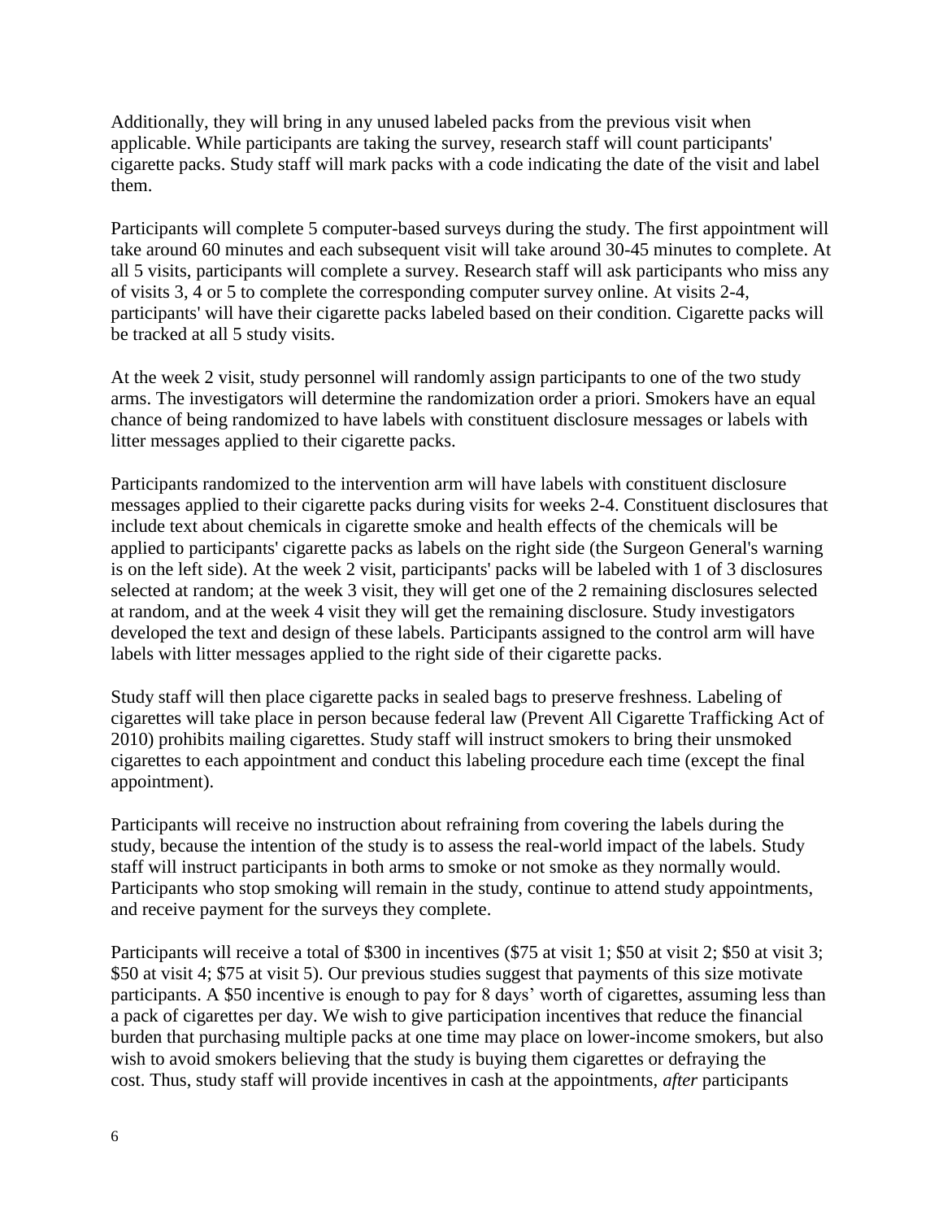Additionally, they will bring in any unused labeled packs from the previous visit when applicable. While participants are taking the survey, research staff will count participants' cigarette packs. Study staff will mark packs with a code indicating the date of the visit and label them.

Participants will complete 5 computer-based surveys during the study. The first appointment will take around 60 minutes and each subsequent visit will take around 30-45 minutes to complete. At all 5 visits, participants will complete a survey. Research staff will ask participants who miss any of visits 3, 4 or 5 to complete the corresponding computer survey online. At visits 2-4, participants' will have their cigarette packs labeled based on their condition. Cigarette packs will be tracked at all 5 study visits.

At the week 2 visit, study personnel will randomly assign participants to one of the two study arms. The investigators will determine the randomization order a priori. Smokers have an equal chance of being randomized to have labels with constituent disclosure messages or labels with litter messages applied to their cigarette packs.

Participants randomized to the intervention arm will have labels with constituent disclosure messages applied to their cigarette packs during visits for weeks 2-4. Constituent disclosures that include text about chemicals in cigarette smoke and health effects of the chemicals will be applied to participants' cigarette packs as labels on the right side (the Surgeon General's warning is on the left side). At the week 2 visit, participants' packs will be labeled with 1 of 3 disclosures selected at random; at the week 3 visit, they will get one of the 2 remaining disclosures selected at random, and at the week 4 visit they will get the remaining disclosure. Study investigators developed the text and design of these labels. Participants assigned to the control arm will have labels with litter messages applied to the right side of their cigarette packs.

Study staff will then place cigarette packs in sealed bags to preserve freshness. Labeling of cigarettes will take place in person because federal law (Prevent All Cigarette Trafficking Act of 2010) prohibits mailing cigarettes. Study staff will instruct smokers to bring their unsmoked cigarettes to each appointment and conduct this labeling procedure each time (except the final appointment).

Participants will receive no instruction about refraining from covering the labels during the study, because the intention of the study is to assess the real-world impact of the labels. Study staff will instruct participants in both arms to smoke or not smoke as they normally would. Participants who stop smoking will remain in the study, continue to attend study appointments, and receive payment for the surveys they complete.

Participants will receive a total of $300 in incentives ($75 at visit 1; $50 at visit 2; $50 at visit 3; $50 at visit 4; $75 at visit 5). Our previous studies suggest that payments of this size motivate participants. A $50 incentive is enough to pay for 8 days' worth of cigarettes, assuming less than a pack of cigarettes per day. We wish to give participation incentives that reduce the financial burden that purchasing multiple packs at one time may place on lower-income smokers, but also wish to avoid smokers believing that the study is buying them cigarettes or defraying the cost. Thus, study staff will provide incentives in cash at the appointments, *after* participants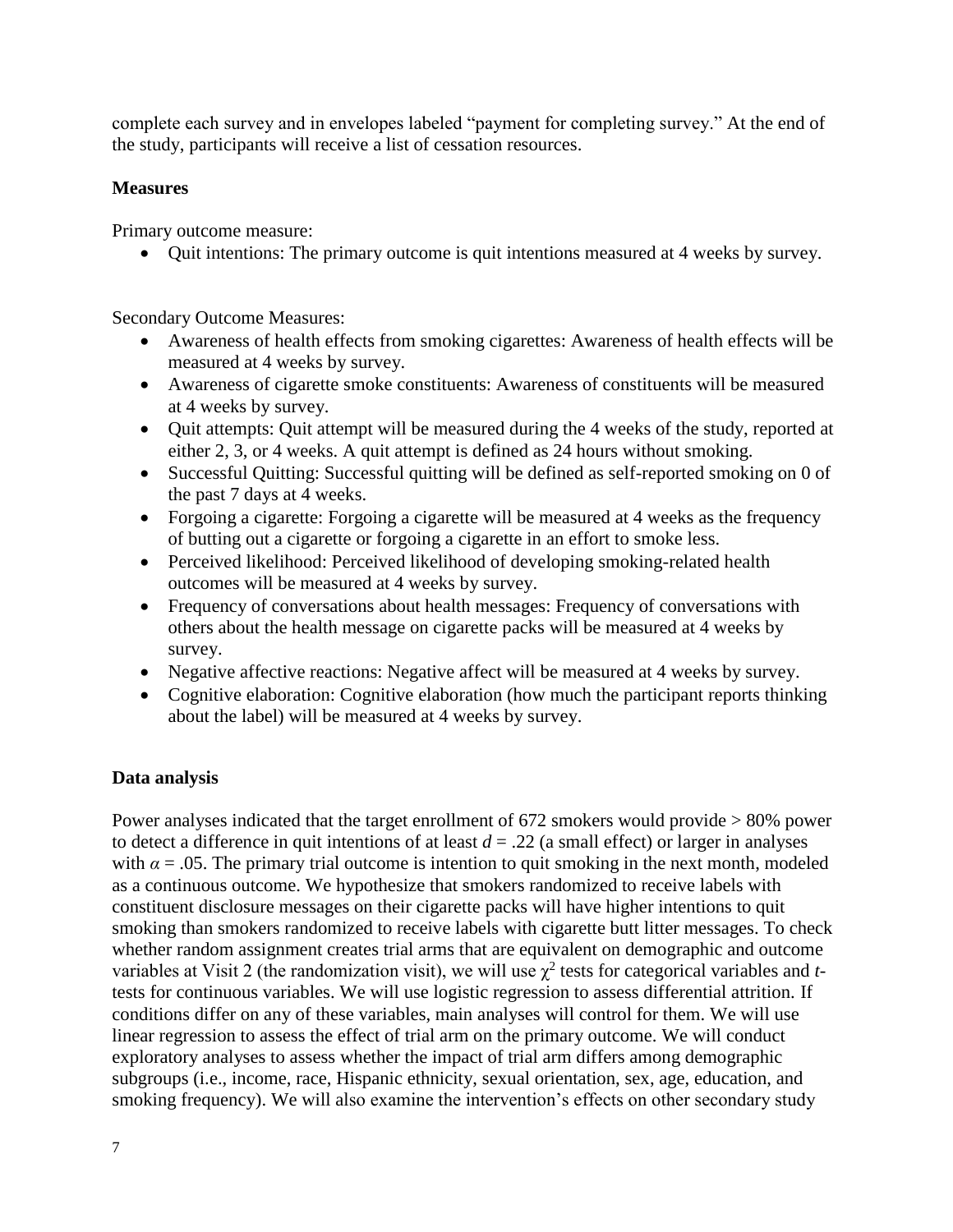complete each survey and in envelopes labeled "payment for completing survey." At the end of the study, participants will receive a list of cessation resources.

**Measures**

Primary outcome measure:

- Quit intentions: The primary outcome is quit intentions measured at 4 weeks by survey.

Secondary Outcome Measures:

- Awareness of health effects from smoking cigarettes: Awareness of health effects will be measured at 4 weeks by survey.
- Awareness of cigarette smoke constituents: Awareness of constituents will be measured at 4 weeks by survey.
- Quit attempts: Quit attempt will be measured during the 4 weeks of the study, reported at either 2, 3, or 4 weeks. A quit attempt is defined as 24 hours without smoking.
- Successful Quitting: Successful quitting will be defined as self-reported smoking on 0 of the past 7 days at 4 weeks.
- Forgoing a cigarette: Forgoing a cigarette will be measured at 4 weeks as the frequency of butting out a cigarette or forgoing a cigarette in an effort to smoke less.
- Perceived likelihood: Perceived likelihood of developing smoking-related health outcomes will be measured at 4 weeks by survey.
- Frequency of conversations about health messages: Frequency of conversations with others about the health message on cigarette packs will be measured at 4 weeks by survey.
- Negative affective reactions: Negative affect will be measured at 4 weeks by survey.
- Cognitive elaboration: Cognitive elaboration (how much the participant reports thinking about the label) will be measured at 4 weeks by survey.

**Data analysis**

Power analyses indicated that the target enrollment of 672 smokers would provide > 80% power to detect a difference in quit intentions of at least $d = .22$ (a small effect) or larger in analyses with $\alpha = .05$. The primary trial outcome is intention to quit smoking in the next month, modeled as a continuous outcome. We hypothesize that smokers randomized to receive labels with constituent disclosure messages on their cigarette packs will have higher intentions to quit smoking than smokers randomized to receive labels with cigarette butt litter messages. To check whether random assignment creates trial arms that are equivalent on demographic and outcome variables at Visit 2 (the randomization visit), we will use $\chi^2$ tests for categorical variables and *t*-tests for continuous variables. We will use logistic regression to assess differential attrition. If conditions differ on any of these variables, main analyses will control for them. We will use linear regression to assess the effect of trial arm on the primary outcome. We will conduct exploratory analyses to assess whether the impact of trial arm differs among demographic subgroups (i.e., income, race, Hispanic ethnicity, sexual orientation, sex, age, education, and smoking frequency). We will also examine the intervention's effects on other secondary study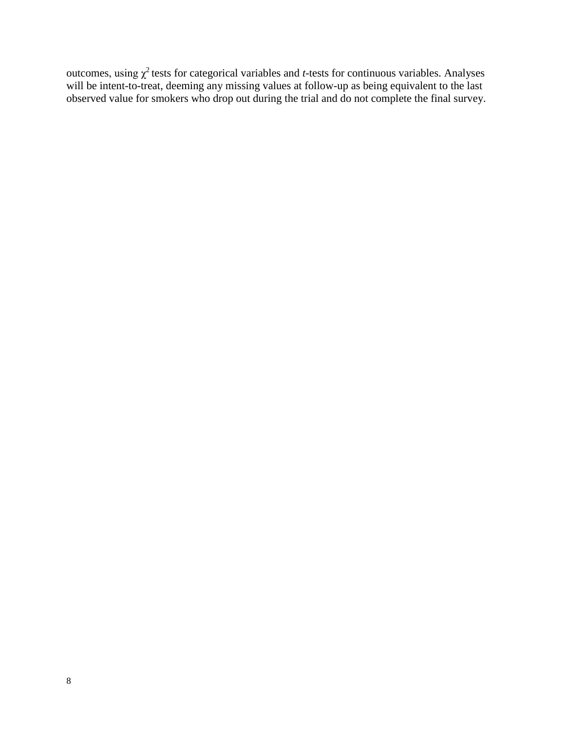outcomes, using $\chi^2$ tests for categorical variables and *t*-tests for continuous variables. Analyses will be intent-to-treat, deeming any missing values at follow-up as being equivalent to the last observed value for smokers who drop out during the trial and do not complete the final survey.